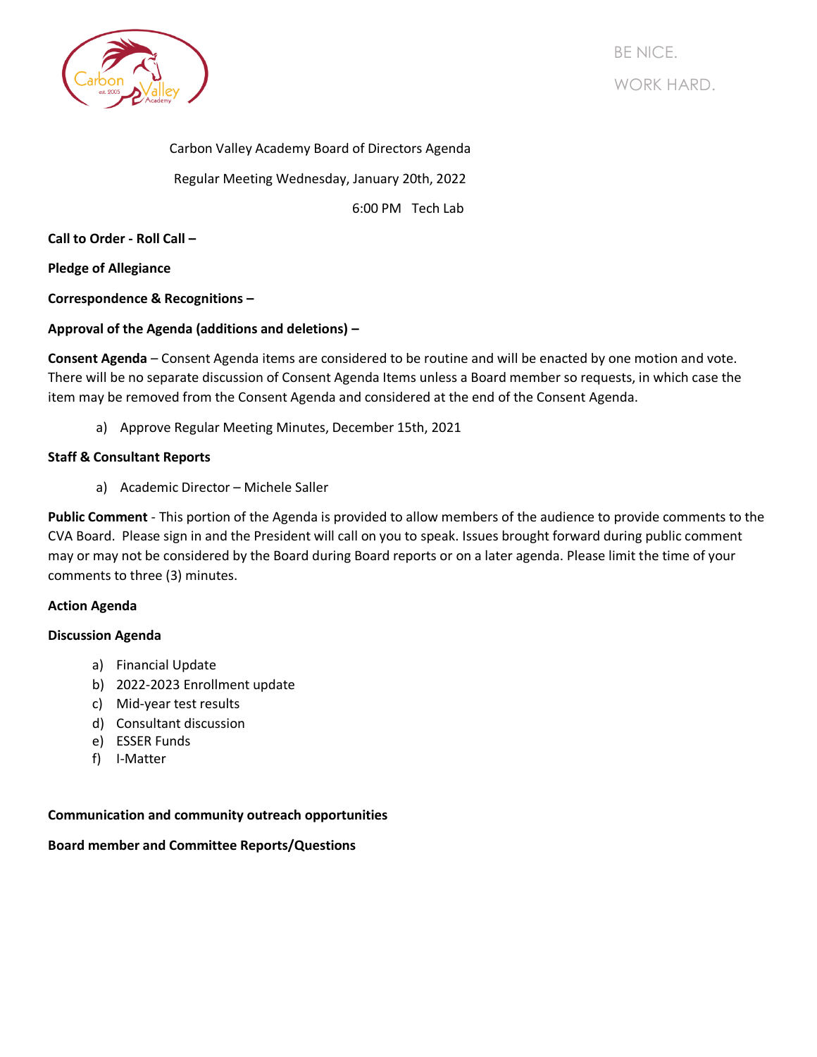BE NICE.

WORK HARD.

Carbon Valley Academy Board of Directors Agenda

Regular Meeting Wednesday, January 20th, 2022

6:00 PM Tech Lab

**Call to Order - Roll Call –**

**Pledge of Allegiance**

**Correspondence & Recognitions –**

**Approval of the Agenda (additions and deletions) –**

**Consent Agenda** – Consent Agenda items are considered to be routine and will be enacted by one motion and vote. There will be no separate discussion of Consent Agenda Items unless a Board member so requests, in which case the item may be removed from the Consent Agenda and considered at the end of the Consent Agenda.

a) Approve Regular Meeting Minutes, December 15th, 2021

**Staff & Consultant Reports**

a) Academic Director – Michele Saller

**Public Comment** - This portion of the Agenda is provided to allow members of the audience to provide comments to the CVA Board. Please sign in and the President will call on you to speak. Issues brought forward during public comment may or may not be considered by the Board during Board reports or on a later agenda. Please limit the time of your comments to three (3) minutes.

**Action Agenda**

**Discussion Agenda**

a) Financial Update
b) 2022-2023 Enrollment update
c) Mid-year test results
d) Consultant discussion
e) ESSER Funds
f) I-Matter

**Communication and community outreach opportunities**

**Board member and Committee Reports/Questions**